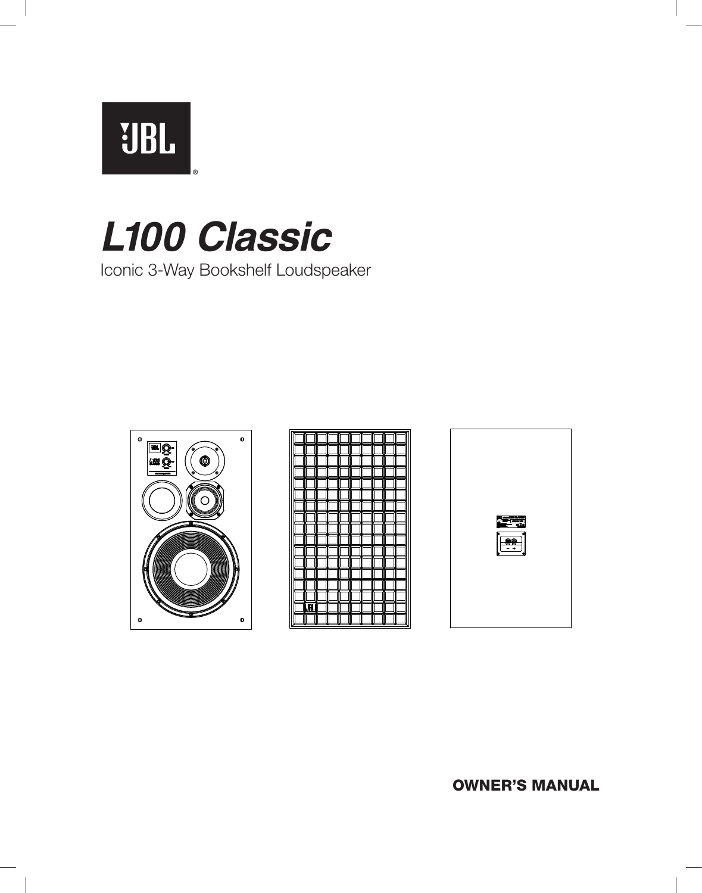JBL®

# L100 Classic

Iconic 3-Way Bookshelf Loudspeaker

**OWNER'S MANUAL**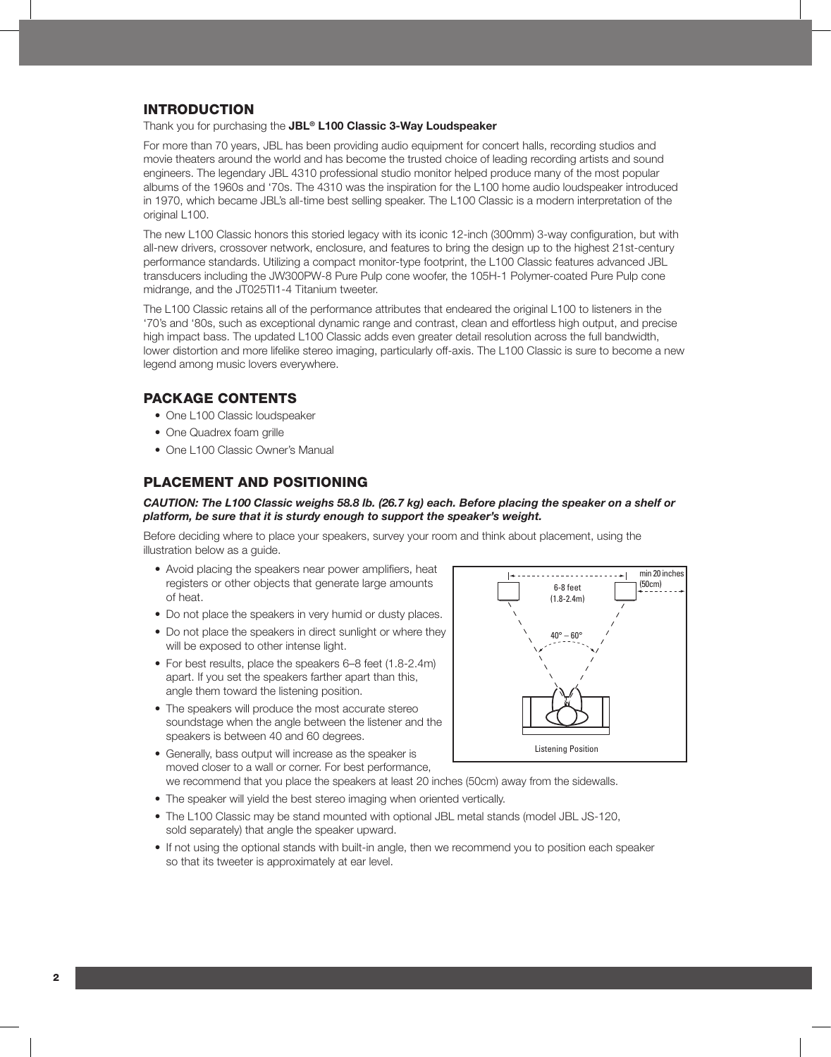## INTRODUCTION

Thank you for purchasing the **JBL® L100 Classic 3-Way Loudspeaker**

For more than 70 years, JBL has been providing audio equipment for concert halls, recording studios and movie theaters around the world and has become the trusted choice of leading recording artists and sound engineers. The legendary JBL 4310 professional studio monitor helped produce many of the most popular albums of the 1960s and '70s. The 4310 was the inspiration for the L100 home audio loudspeaker introduced in 1970, which became JBL's all-time best selling speaker. The L100 Classic is a modern interpretation of the original L100.

The new L100 Classic honors this storied legacy with its iconic 12-inch (300mm) 3-way configuration, but with all-new drivers, crossover network, enclosure, and features to bring the design up to the highest 21st-century performance standards. Utilizing a compact monitor-type footprint, the L100 Classic features advanced JBL transducers including the JW300PW-8 Pure Pulp cone woofer, the 105H-1 Polymer-coated Pure Pulp cone midrange, and the JT025TI1-4 Titanium tweeter.

The L100 Classic retains all of the performance attributes that endeared the original L100 to listeners in the '70's and '80s, such as exceptional dynamic range and contrast, clean and effortless high output, and precise high impact bass. The updated L100 Classic adds even greater detail resolution across the full bandwidth, lower distortion and more lifelike stereo imaging, particularly off-axis. The L100 Classic is sure to become a new legend among music lovers everywhere.

## PACKAGE CONTENTS

- One L100 Classic loudspeaker
- One Quadrex foam grille
- One L100 Classic Owner's Manual

## PLACEMENT AND POSITIONING

***CAUTION: The L100 Classic weighs 58.8 lb. (26.7 kg) each. Before placing the speaker on a shelf or platform, be sure that it is sturdy enough to support the speaker's weight.***

Before deciding where to place your speakers, survey your room and think about placement, using the illustration below as a guide.

- Avoid placing the speakers near power amplifiers, heat registers or other objects that generate large amounts of heat.
- Do not place the speakers in very humid or dusty places.
- Do not place the speakers in direct sunlight or where they will be exposed to other intense light.
- For best results, place the speakers 6–8 feet (1.8-2.4m) apart. If you set the speakers farther apart than this, angle them toward the listening position.
- The speakers will produce the most accurate stereo soundstage when the angle between the listener and the speakers is between 40 and 60 degrees.
- Generally, bass output will increase as the speaker is moved closer to a wall or corner. For best performance, we recommend that you place the speakers at least 20 inches (50cm) away from the sidewalls.
- The speaker will yield the best stereo imaging when oriented vertically.
- The L100 Classic may be stand mounted with optional JBL metal stands (model JBL JS-120, sold separately) that angle the speaker upward.
- If not using the optional stands with built-in angle, then we recommend you to position each speaker so that its tweeter is approximately at ear level.

6-8 feet (1.8-2.4m)

min 20 inches (50cm)

40° – 60°

Listening Position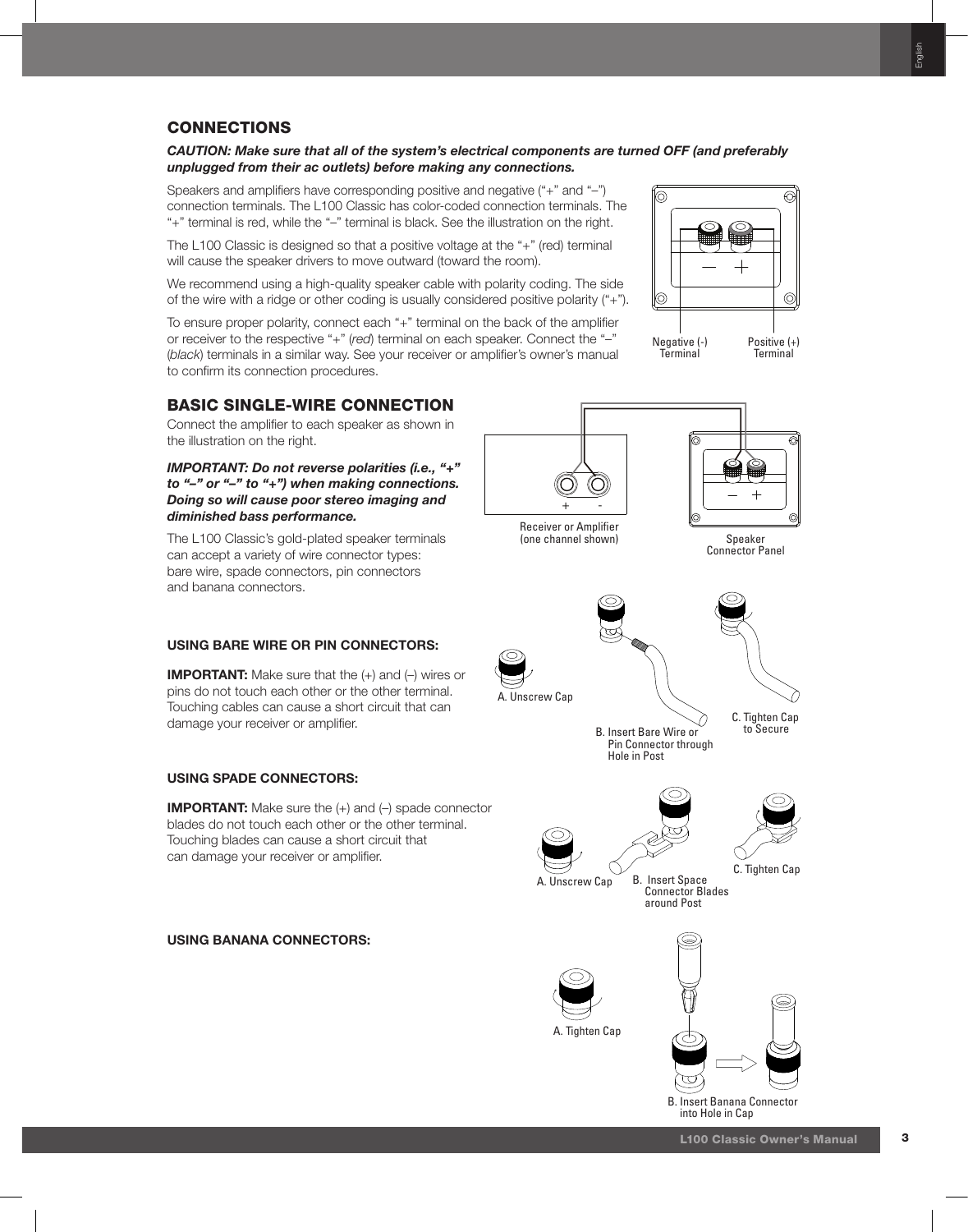## CONNECTIONS

***CAUTION: Make sure that all of the system's electrical components are turned OFF (and preferably unplugged from their ac outlets) before making any connections.***

Speakers and amplifiers have corresponding positive and negative ("+" and "–") connection terminals. The L100 Classic has color-coded connection terminals. The "+" terminal is red, while the "–" terminal is black. See the illustration on the right.

The L100 Classic is designed so that a positive voltage at the "+" (red) terminal will cause the speaker drivers to move outward (toward the room).

We recommend using a high-quality speaker cable with polarity coding. The side of the wire with a ridge or other coding is usually considered positive polarity ("+").

To ensure proper polarity, connect each "+" terminal on the back of the amplifier or receiver to the respective "+" (*red*) terminal on each speaker. Connect the "–" (*black*) terminals in a similar way. See your receiver or amplifier's owner's manual to confirm its connection procedures.

Negative (-) Terminal

Positive (+) Terminal

## BASIC SINGLE-WIRE CONNECTION

Connect the amplifier to each speaker as shown in the illustration on the right.

***IMPORTANT: Do not reverse polarities (i.e., "+" to "–" or "–" to "+") when making connections. Doing so will cause poor stereo imaging and diminished bass performance.***

The L100 Classic's gold-plated speaker terminals can accept a variety of wire connector types: bare wire, spade connectors, pin connectors and banana connectors.

Receiver or Amplifier (one channel shown)

Speaker Connector Panel

### USING BARE WIRE OR PIN CONNECTORS:

**IMPORTANT:** Make sure that the (+) and (–) wires or pins do not touch each other or the other terminal. Touching cables can cause a short circuit that can damage your receiver or amplifier.

A. Unscrew Cap

B. Insert Bare Wire or Pin Connector through Hole in Post

C. Tighten Cap to Secure

### USING SPADE CONNECTORS:

**IMPORTANT:** Make sure the (+) and (–) spade connector blades do not touch each other or the other terminal. Touching blades can cause a short circuit that can damage your receiver or amplifier.

A. Unscrew Cap

B. Insert Space Connector Blades around Post

C. Tighten Cap

### USING BANANA CONNECTORS:

A. Tighten Cap

B. Insert Banana Connector into Hole in Cap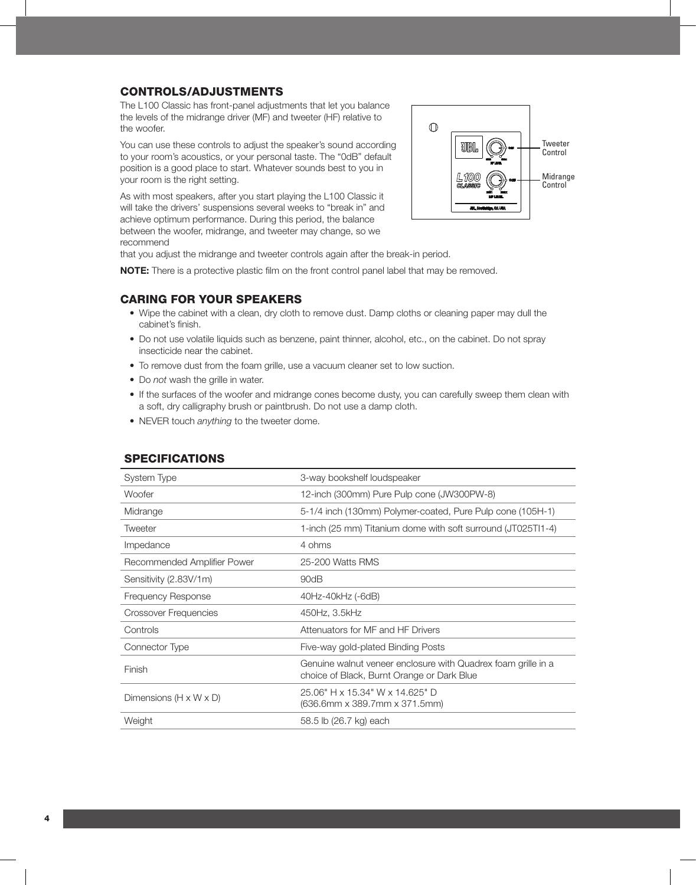## CONTROLS/ADJUSTMENTS

The L100 Classic has front-panel adjustments that let you balance the levels of the midrange driver (MF) and tweeter (HF) relative to the woofer.

You can use these controls to adjust the speaker's sound according to your room's acoustics, or your personal taste. The "0dB" default position is a good place to start. Whatever sounds best to you in your room is the right setting.

As with most speakers, after you start playing the L100 Classic it will take the drivers' suspensions several weeks to "break in" and achieve optimum performance. During this period, the balance between the woofer, midrange, and tweeter may change, so we recommend that you adjust the midrange and tweeter controls again after the break-in period.

Tweeter Control

Midrange Control

**NOTE:** There is a protective plastic film on the front control panel label that may be removed.

## CARING FOR YOUR SPEAKERS

- Wipe the cabinet with a clean, dry cloth to remove dust. Damp cloths or cleaning paper may dull the cabinet's finish.
- Do not use volatile liquids such as benzene, paint thinner, alcohol, etc., on the cabinet. Do not spray insecticide near the cabinet.
- To remove dust from the foam grille, use a vacuum cleaner set to low suction.
- Do *not* wash the grille in water.
- If the surfaces of the woofer and midrange cones become dusty, you can carefully sweep them clean with a soft, dry calligraphy brush or paintbrush. Do not use a damp cloth.
- NEVER touch *anything* to the tweeter dome.

## SPECIFICATIONS

| | |
|---|---|
| System Type | 3-way bookshelf loudspeaker |
| Woofer | 12-inch (300mm) Pure Pulp cone (JW300PW-8) |
| Midrange | 5-1/4 inch (130mm) Polymer-coated, Pure Pulp cone (105H-1) |
| Tweeter | 1-inch (25 mm) Titanium dome with soft surround (JT025TI1-4) |
| Impedance | 4 ohms |
| Recommended Amplifier Power | 25-200 Watts RMS |
| Sensitivity (2.83V/1m) | 90dB |
| Frequency Response | 40Hz-40kHz (-6dB) |
| Crossover Frequencies | 450Hz, 3.5kHz |
| Controls | Attenuators for MF and HF Drivers |
| Connector Type | Five-way gold-plated Binding Posts |
| Finish | Genuine walnut veneer enclosure with Quadrex foam grille in a choice of Black, Burnt Orange or Dark Blue |
| Dimensions (H x W x D) | 25.06" H x 15.34" W x 14.625" D (636.6mm x 389.7mm x 371.5mm) |
| Weight | 58.5 lb (26.7 kg) each |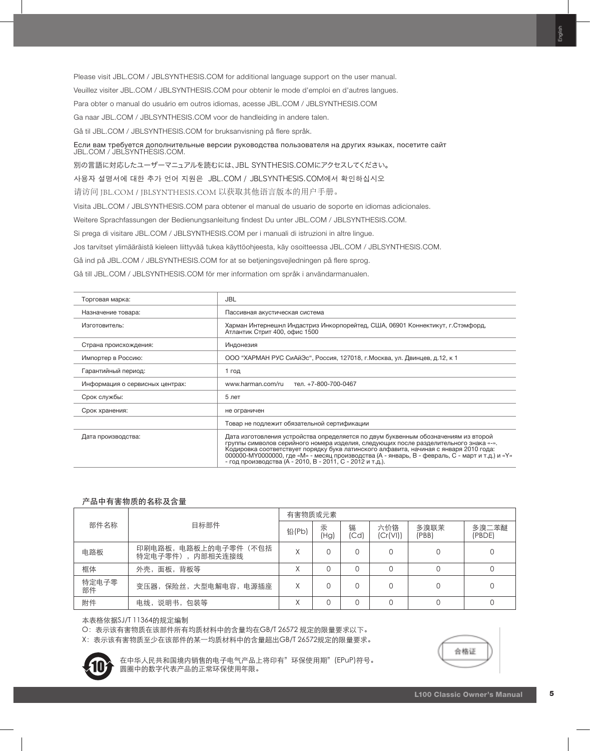Please visit JBL.COM / JBLSYNTHESIS.COM for additional language support on the user manual.

Veuillez visiter JBL.COM / JBLSYNTHESIS.COM pour obtenir le mode d'emploi en d'autres langues.

Para obter o manual do usuário em outros idiomas, acesse JBL.COM / JBLSYNTHESIS.COM

Ga naar JBL.COM / JBLSYNTHESIS.COM voor de handleiding in andere talen.

Gå til JBL.COM / JBLSYNTHESIS.COM for bruksanvisning på flere språk.

Если вам требуется дополнительные версии руководства пользователя на других языках, посетите сайт JBL.COM / JBLSYNTHESIS.COM.

別の言語に対応したユーザーマニュアルを読むには、JBL SYNTHESIS.COMにアクセスしてください。

사용자 설명서에 대한 추가 언어 지원은 JBL.COM / JBLSYNTHESIS.COM에서 확인하십시오

请访问 JBL.COM / JBLSYNTHESIS.COM 以获取其他语言版本的用户手册。

Visita JBL.COM / JBLSYNTHESIS.COM para obtener el manual de usuario de soporte en idiomas adicionales.

Weitere Sprachfassungen der Bedienungsanleitung findest Du unter JBL.COM / JBLSYNTHESIS.COM.

Si prega di visitare JBL.COM / JBLSYNTHESIS.COM per i manuali di istruzioni in altre lingue.

Jos tarvitset ylimääräistä kieleen liittyvää tukea käyttöohjeesta, käy osoitteessa JBL.COM / JBLSYNTHESIS.COM.

Gå ind på JBL.COM / JBLSYNTHESIS.COM for at se betjeningsvejledningen på flere sprog.

Gå till JBL.COM / JBLSYNTHESIS.COM för mer information om språk i användarmanualen.

| Торговая марка: | JBL |
|---|---|
| Назначение товара: | Пассивная акустическая система |
| Изготовитель: | Харман Интернешнл Индастриз Инкорпорейтед, США, 06901 Коннектикут, г.Стэмфорд, Атлантик Стрит 400, офис 1500 |
| Страна происхождения: | Индонезия |
| Импортер в Россию: | ООО "ХАРМАН РУС СиАйЭс", Россия, 127018, г.Москва, ул. Двинцев, д.12, к 1 |
| Гарантийный период: | 1 год |
| Информация о сервисных центрах: | www.harman.com/ru тел. +7-800-700-0467 |
| Срок службы: | 5 лет |
| Срок хранения: | не ограничен |
| | Товар не подлежит обязательной сертификации |
| Дата производства: | Дата изготовления устройства определяется по двум буквенным обозначениям из второй группы символов серийного номера изделия, следующих после разделительного знака «-». Кодировка соответствует порядку букв латинского алфавита, начиная с января 2010 года: 000000-MY0000000, где «M» - месяц производства (А - январь, B - февраль, C - март и т.д.) и «Y» - год производства (A - 2010, B - 2011, C - 2012 и т.д.). |

## 产品中有害物质的名称及含量

| 部件名称 | 目标部件 | 有害物质或元素 | | | | | |
|---|---|---|---|---|---|---|---|
| | | 铅(Pb) | 汞 (Hg) | 镉 (Cd) | 六价铬 (Cr(VI)) | 多溴联苯 (PBB) | 多溴二苯醚 (PBDE) |
| 电路板 | 印刷电路板，电路板上的电子零件（不包括特定电子零件），内部相关连接线 | X | O | O | O | O | O |
| 框体 | 外壳，面板，背板等 | X | O | O | O | O | O |
| 特定电子零部件 | 变压器，保险丝，大型电解电容，电源插座 | X | O | O | O | O | O |
| 附件 | 电线，说明书，包装等 | X | O | O | O | O | O |

本表格依据SJ/T 11364的规定编制

O：表示该有害物质在该部件所有均质材料中的含量均在GB/T 26572 规定的限量要求以下。

X：表示该有害物质至少在该部件的某一均质材料中的含量超出GB/T 26572规定的限量要求。

在中华人民共和国境内销售的电子电气产品上将印有"环保使用期"(EPuP)符号。
圆圈中的数字代表产品的正常环保使用年限。

合格证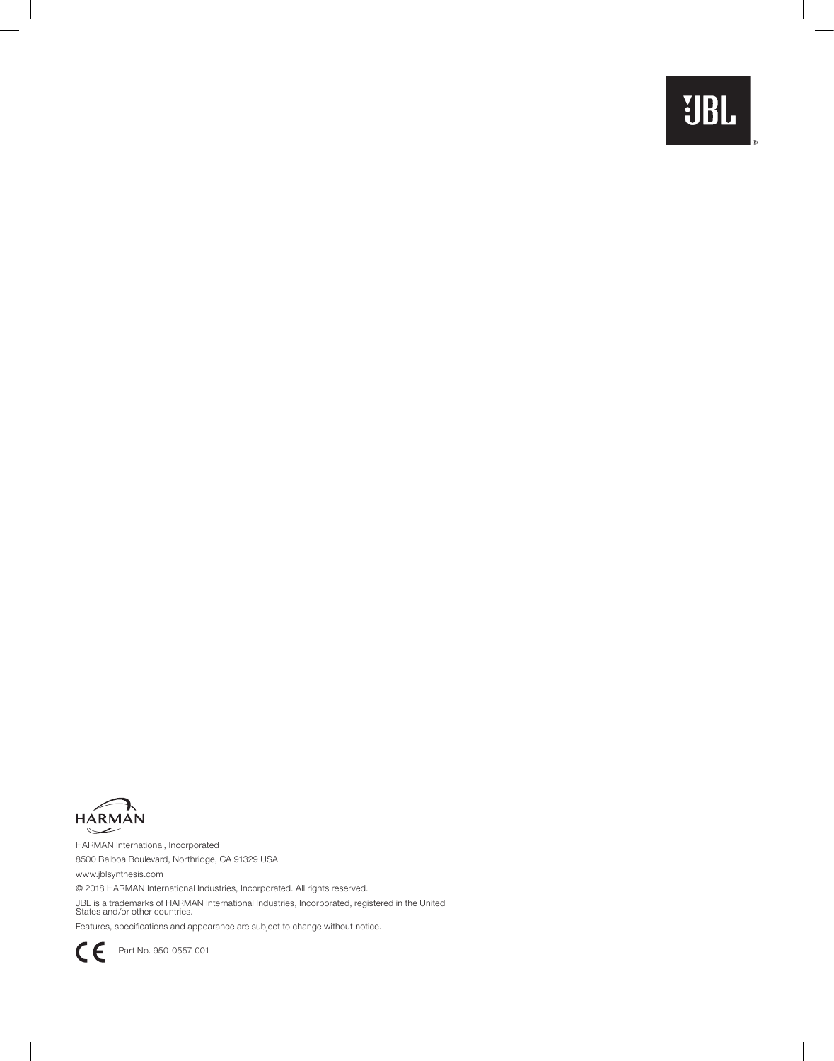HARMAN International, Incorporated

8500 Balboa Boulevard, Northridge, CA 91329 USA

www.jblsynthesis.com

© 2018 HARMAN International Industries, Incorporated. All rights reserved.

JBL is a trademarks of HARMAN International Industries, Incorporated, registered in the United States and/or other countries.

Features, specifications and appearance are subject to change without notice.

Part No. 950-0557-001